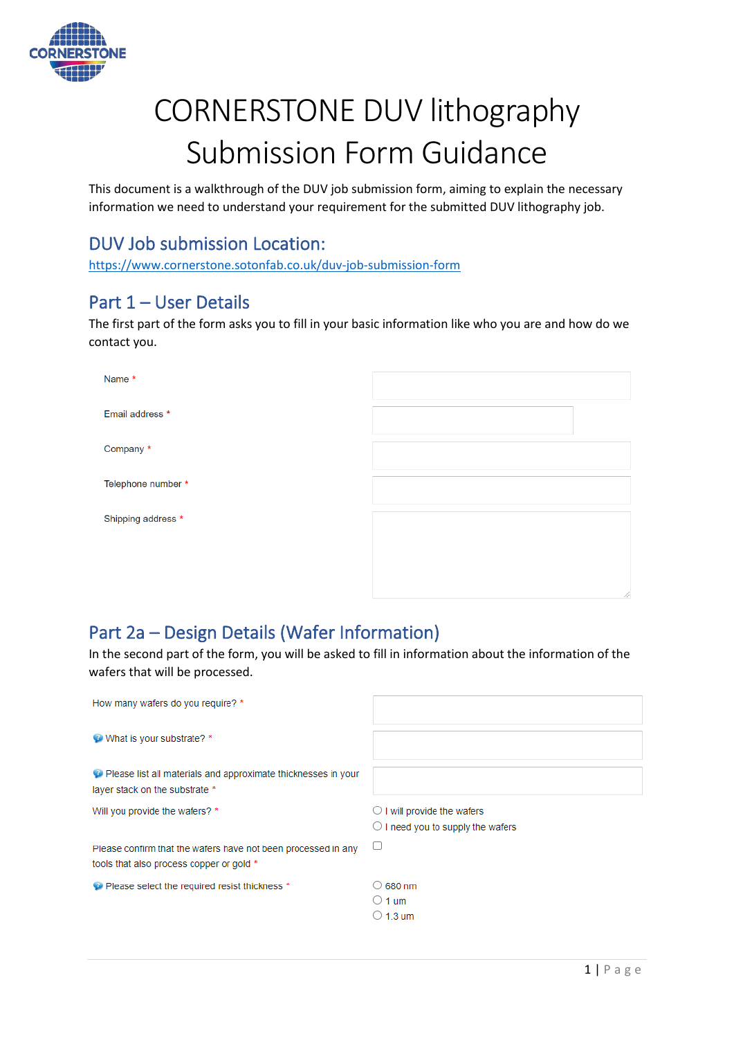# CORNERSTONE DUV lithography Submission Form Guidance

This document is a walkthrough of the DUV job submission form, aiming to explain the necessary information we need to understand your requirement for the submitted DUV lithography job.

## DUV Job submission Location:

https://www.cornerstone.sotonfab.co.uk/duv-job-submission-form

## Part 1 – User Details

The first part of the form asks you to fill in your basic information like who you are and how do we contact you.

- Name *
- Email address *
- Company *
- Telephone number *
- Shipping address *

## Part 2a – Design Details (Wafer Information)

In the second part of the form, you will be asked to fill in information about the information of the wafers that will be processed.

- How many wafers do you require? *
- What is your substrate? *
- Please list all materials and approximate thicknesses in your layer stack on the substrate *
- Will you provide the wafers? *
  - I will provide the wafers
  - I need you to supply the wafers
- Please confirm that the wafers have not been processed in any tools that also process copper or gold *
- Please select the required resist thickness *
  - 680 nm
  - 1 um
  - 1.3 um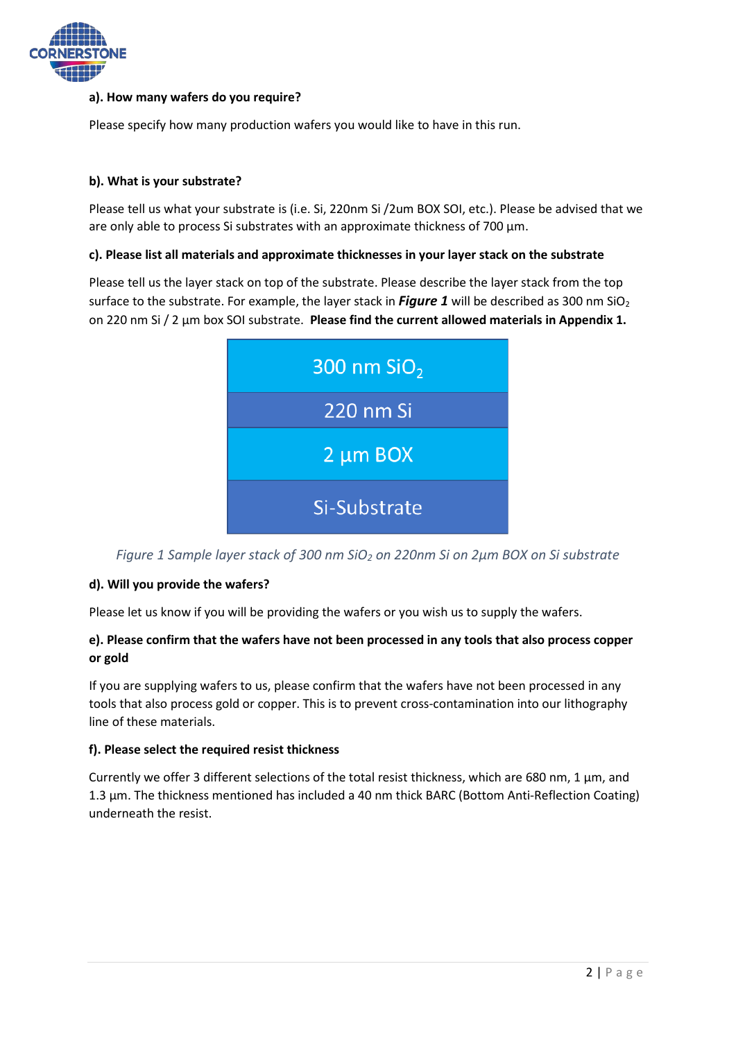**a). How many wafers do you require?**

Please specify how many production wafers you would like to have in this run.

**b). What is your substrate?**

Please tell us what your substrate is (i.e. Si, 220nm Si /2um BOX SOI, etc.). Please be advised that we are only able to process Si substrates with an approximate thickness of 700 µm.

**c). Please list all materials and approximate thicknesses in your layer stack on the substrate**

Please tell us the layer stack on top of the substrate. Please describe the layer stack from the top surface to the substrate. For example, the layer stack in ***Figure 1*** will be described as 300 nm $SiO_2$ on 220 nm Si / 2 µm box SOI substrate. **Please find the current allowed materials in Appendix 1.**

| 300 nm $SiO_2$ |
|---|
| 220 nm Si |
| 2 µm BOX |
| Si-Substrate |

*Figure 1 Sample layer stack of 300 nm $SiO_2$ on 220nm Si on 2µm BOX on Si substrate*

**d). Will you provide the wafers?**

Please let us know if you will be providing the wafers or you wish us to supply the wafers.

**e). Please confirm that the wafers have not been processed in any tools that also process copper or gold**

If you are supplying wafers to us, please confirm that the wafers have not been processed in any tools that also process gold or copper. This is to prevent cross-contamination into our lithography line of these materials.

**f). Please select the required resist thickness**

Currently we offer 3 different selections of the total resist thickness, which are 680 nm, 1 µm, and 1.3 µm. The thickness mentioned has included a 40 nm thick BARC (Bottom Anti-Reflection Coating) underneath the resist.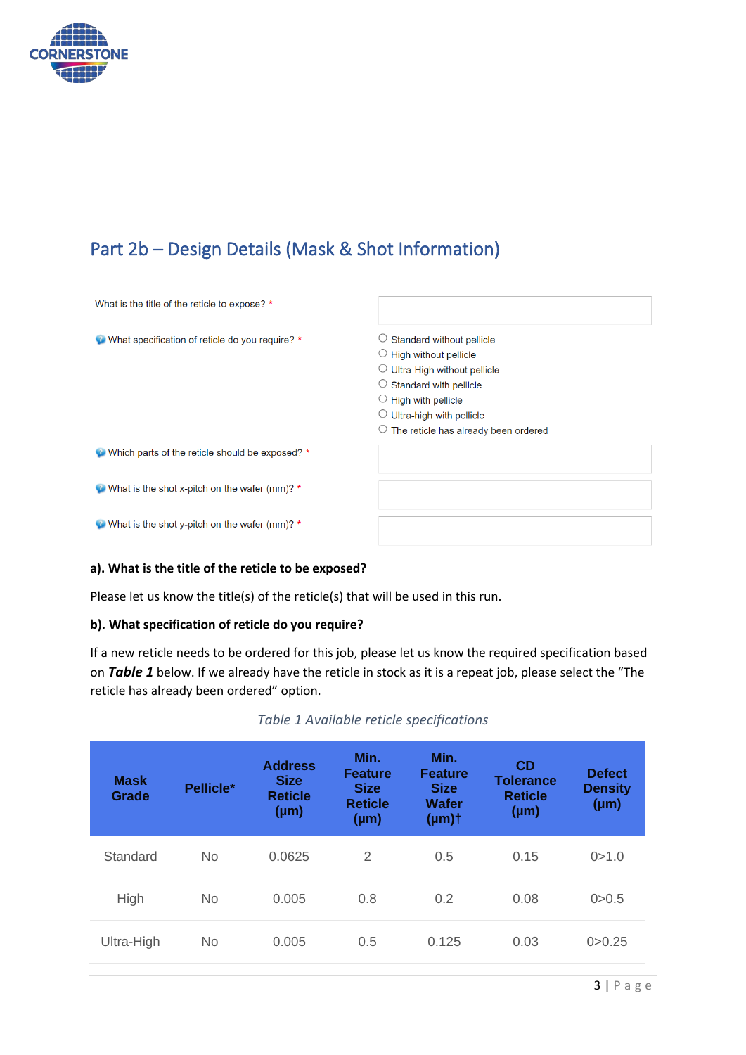## Part 2b – Design Details (Mask & Shot Information)

| | |
|---|---|
| What is the title of the reticle to expose? * | |
| What specification of reticle do you require? * | ○ Standard without pellicle<br>○ High without pellicle<br>○ Ultra-High without pellicle<br>○ Standard with pellicle<br>○ High with pellicle<br>○ Ultra-high with pellicle<br>○ The reticle has already been ordered |
| Which parts of the reticle should be exposed? * | |
| What is the shot x-pitch on the wafer (mm)? * | |
| What is the shot y-pitch on the wafer (mm)? * | |

**a). What is the title of the reticle to be exposed?**

Please let us know the title(s) of the reticle(s) that will be used in this run.

**b). What specification of reticle do you require?**

If a new reticle needs to be ordered for this job, please let us know the required specification based on ***Table 1*** below. If we already have the reticle in stock as it is a repeat job, please select the "The reticle has already been ordered" option.

*Table 1 Available reticle specifications*

| Mask Grade | Pellicle* | Address Size Reticle (µm) | Min. Feature Size Reticle (µm) | Min. Feature Size Wafer (µm)† | CD Tolerance Reticle (µm) | Defect Density (µm) |
|---|---|---|---|---|---|---|
| Standard | No | 0.0625 | 2 | 0.5 | 0.15 | 0>1.0 |
| High | No | 0.005 | 0.8 | 0.2 | 0.08 | 0>0.5 |
| Ultra-High | No | 0.005 | 0.5 | 0.125 | 0.03 | 0>0.25 |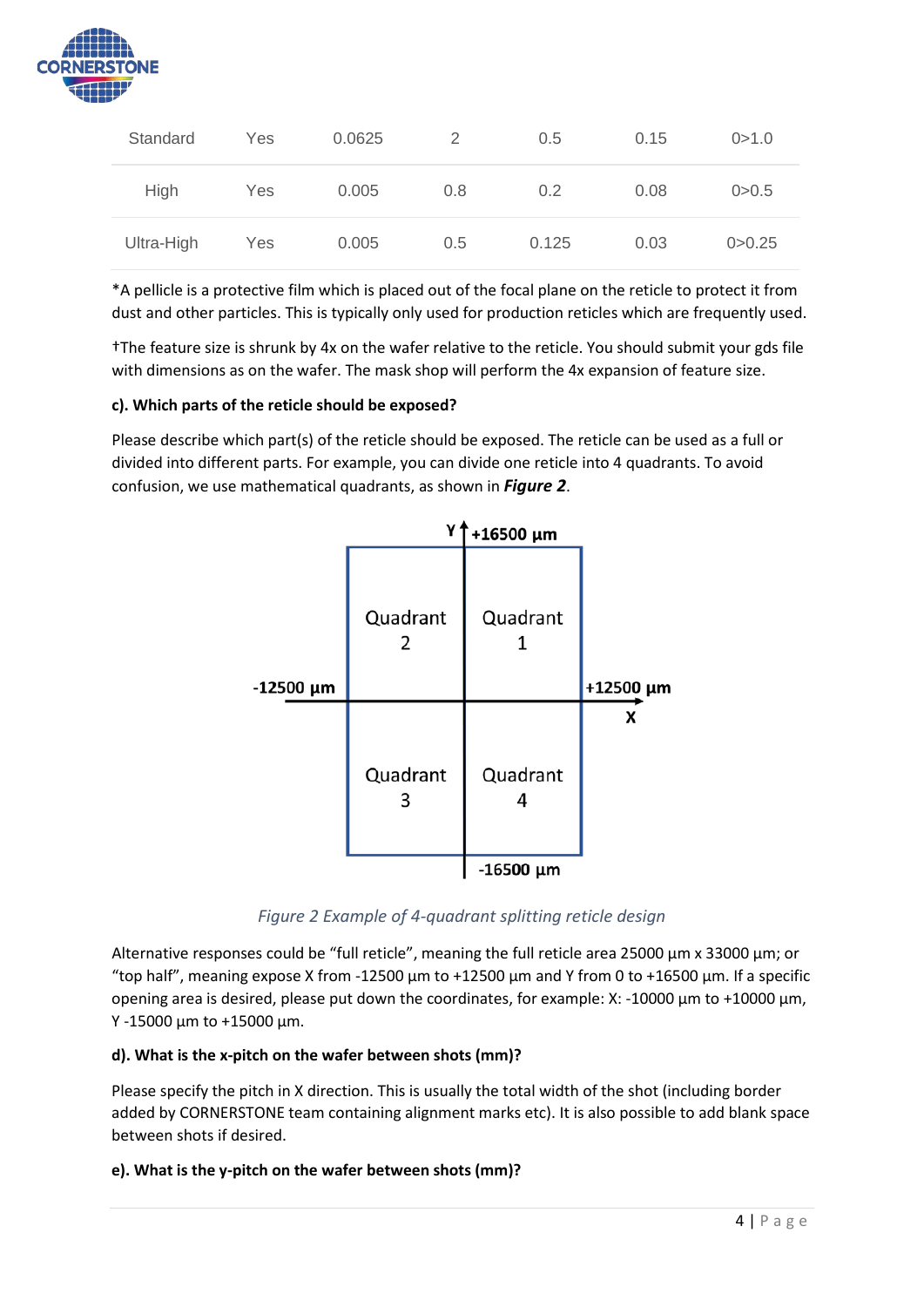| Standard | Yes | 0.0625 | 2 | 0.5 | 0.15 | 0>1.0 |
|---|---|---|---|---|---|---|
| High | Yes | 0.005 | 0.8 | 0.2 | 0.08 | 0>0.5 |
| Ultra-High | Yes | 0.005 | 0.5 | 0.125 | 0.03 | 0>0.25 |

*A pellicle is a protective film which is placed out of the focal plane on the reticle to protect it from dust and other particles. This is typically only used for production reticles which are frequently used.

†The feature size is shrunk by 4x on the wafer relative to the reticle. You should submit your gds file with dimensions as on the wafer. The mask shop will perform the 4x expansion of feature size.

**c). Which parts of the reticle should be exposed?**

Please describe which part(s) of the reticle should be exposed. The reticle can be used as a full or divided into different parts. For example, you can divide one reticle into 4 quadrants. To avoid confusion, we use mathematical quadrants, as shown in ***Figure 2***.

| Quadrant 2 | Quadrant 1 |
|---|---|
| Quadrant 3 | Quadrant 4 |

Y: +16500 µm / -16500 µm; X: -12500 µm / +12500 µm

*Figure 2 Example of 4-quadrant splitting reticle design*

Alternative responses could be "full reticle", meaning the full reticle area 25000 µm x 33000 µm; or "top half", meaning expose X from -12500 µm to +12500 µm and Y from 0 to +16500 µm. If a specific opening area is desired, please put down the coordinates, for example: X: -10000 µm to +10000 µm, Y -15000 µm to +15000 µm.

**d). What is the x-pitch on the wafer between shots (mm)?**

Please specify the pitch in X direction. This is usually the total width of the shot (including border added by CORNERSTONE team containing alignment marks etc). It is also possible to add blank space between shots if desired.

**e). What is the y-pitch on the wafer between shots (mm)?**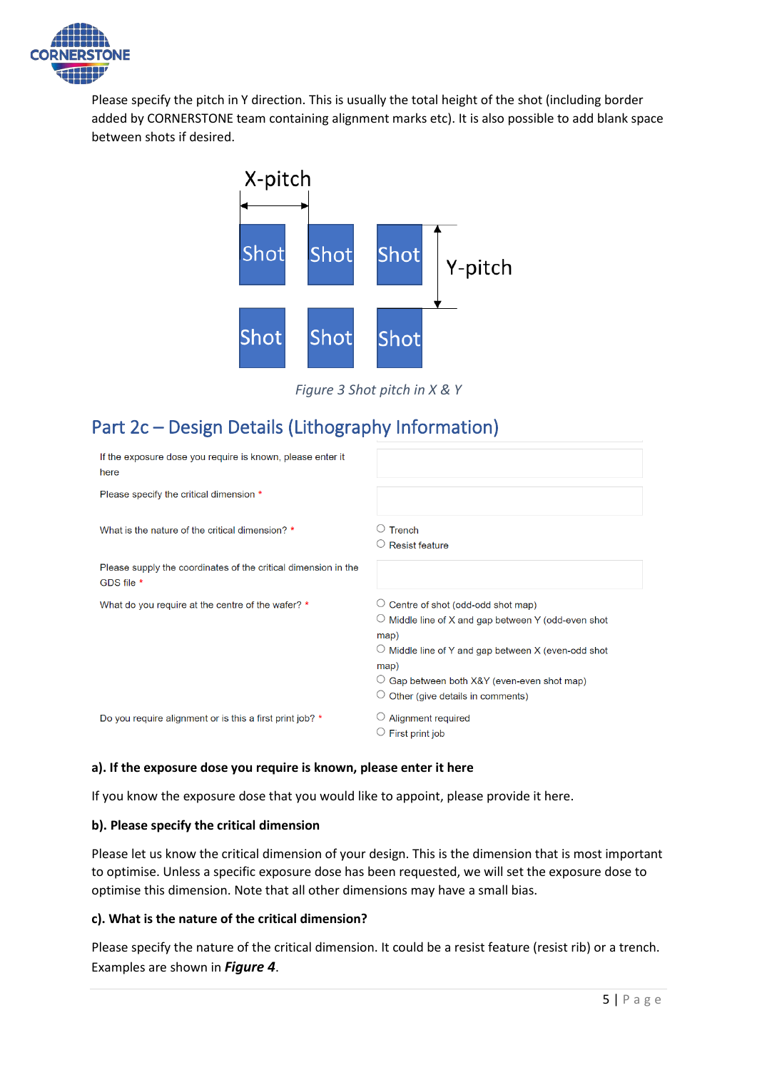Please specify the pitch in Y direction. This is usually the total height of the shot (including border added by CORNERSTONE team containing alignment marks etc). It is also possible to add blank space between shots if desired.

*Figure 3 Shot pitch in X & Y*

## Part 2c – Design Details (Lithography Information)

| | |
|---|---|
| If the exposure dose you require is known, please enter it here | |
| Please specify the critical dimension * | |
| What is the nature of the critical dimension? * | ○ Trench<br>○ Resist feature |
| Please supply the coordinates of the critical dimension in the GDS file * | |
| What do you require at the centre of the wafer? * | ○ Centre of shot (odd-odd shot map)<br>○ Middle line of X and gap between Y (odd-even shot map)<br>○ Middle line of Y and gap between X (even-odd shot map)<br>○ Gap between both X&Y (even-even shot map)<br>○ Other (give details in comments) |
| Do you require alignment or is this a first print job? * | ○ Alignment required<br>○ First print job |

**a). If the exposure dose you require is known, please enter it here**

If you know the exposure dose that you would like to appoint, please provide it here.

**b). Please specify the critical dimension**

Please let us know the critical dimension of your design. This is the dimension that is most important to optimise. Unless a specific exposure dose has been requested, we will set the exposure dose to optimise this dimension. Note that all other dimensions may have a small bias.

**c). What is the nature of the critical dimension?**

Please specify the nature of the critical dimension. It could be a resist feature (resist rib) or a trench. Examples are shown in ***Figure 4***.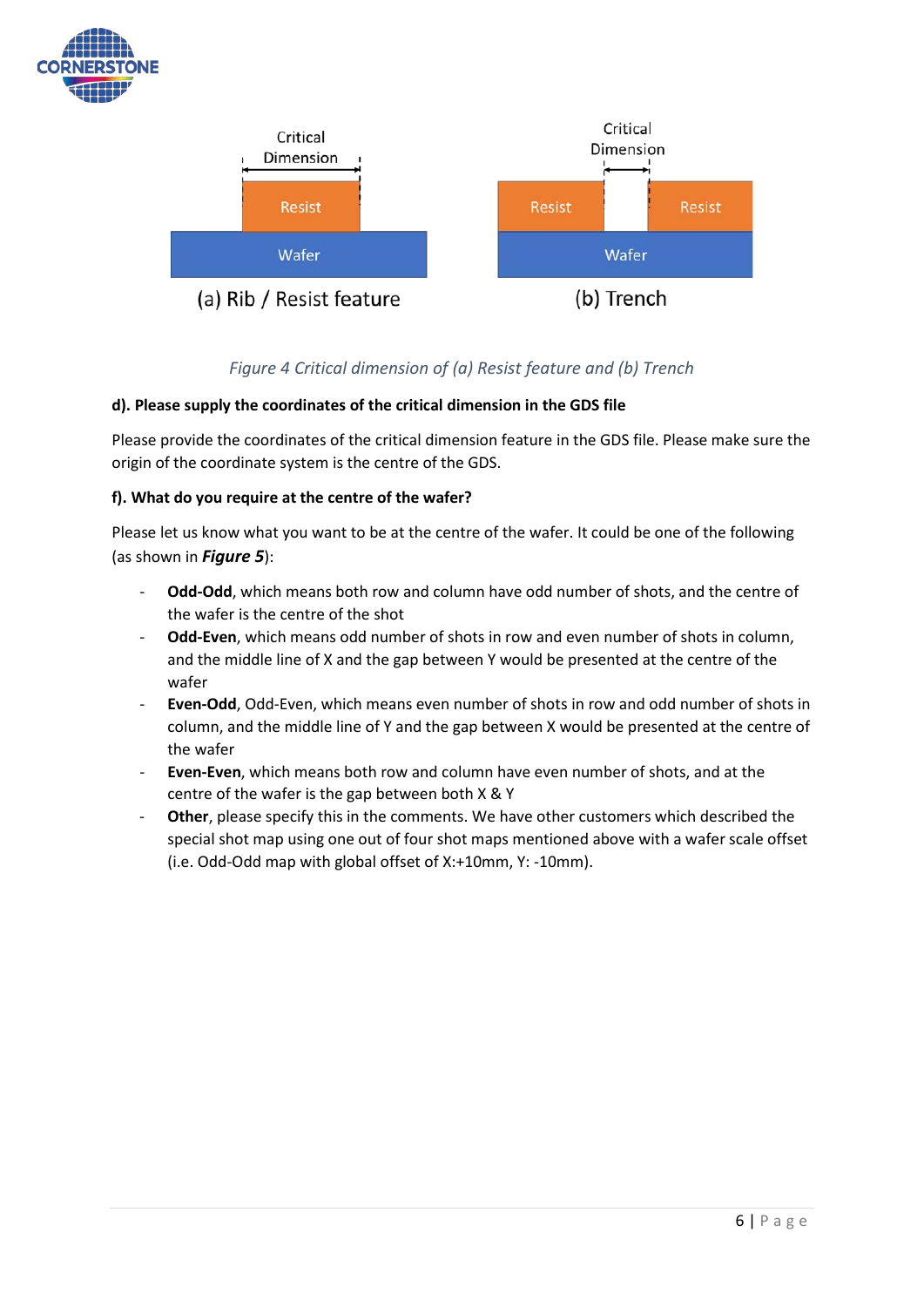*Figure 4 Critical dimension of (a) Resist feature and (b) Trench*

**d). Please supply the coordinates of the critical dimension in the GDS file**

Please provide the coordinates of the critical dimension feature in the GDS file. Please make sure the origin of the coordinate system is the centre of the GDS.

**f). What do you require at the centre of the wafer?**

Please let us know what you want to be at the centre of the wafer. It could be one of the following (as shown in ***Figure 5***):

- **Odd-Odd**, which means both row and column have odd number of shots, and the centre of the wafer is the centre of the shot
- **Odd-Even**, which means odd number of shots in row and even number of shots in column, and the middle line of X and the gap between Y would be presented at the centre of the wafer
- **Even-Odd**, Odd-Even, which means even number of shots in row and odd number of shots in column, and the middle line of Y and the gap between X would be presented at the centre of the wafer
- **Even-Even**, which means both row and column have even number of shots, and at the centre of the wafer is the gap between both X & Y
- **Other**, please specify this in the comments. We have other customers which described the special shot map using one out of four shot maps mentioned above with a wafer scale offset (i.e. Odd-Odd map with global offset of X:+10mm, Y: -10mm).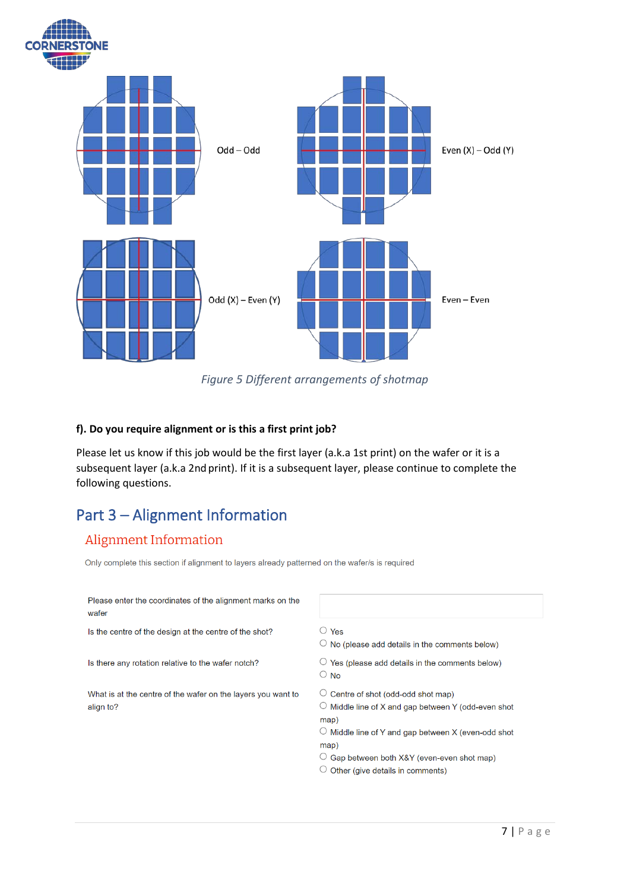Odd – Odd

Even (X) – Odd (Y)

Odd (X) – Even (Y)

Even – Even

*Figure 5 Different arrangements of shotmap*

**f). Do you require alignment or is this a first print job?**

Please let us know if this job would be the first layer (a.k.a 1st print) on the wafer or it is a subsequent layer (a.k.a 2nd print). If it is a subsequent layer, please continue to complete the following questions.

## Part 3 – Alignment Information

### Alignment Information

Only complete this section if alignment to layers already patterned on the wafer/s is required

| | |
|---|---|
| Please enter the coordinates of the alignment marks on the wafer | |
| Is the centre of the design at the centre of the shot? | ○ Yes<br>○ No (please add details in the comments below) |
| Is there any rotation relative to the wafer notch? | ○ Yes (please add details in the comments below)<br>○ No |
| What is at the centre of the wafer on the layers you want to align to? | ○ Centre of shot (odd-odd shot map)<br>○ Middle line of X and gap between Y (odd-even shot map)<br>○ Middle line of Y and gap between X (even-odd shot map)<br>○ Gap between both X&Y (even-even shot map)<br>○ Other (give details in comments) |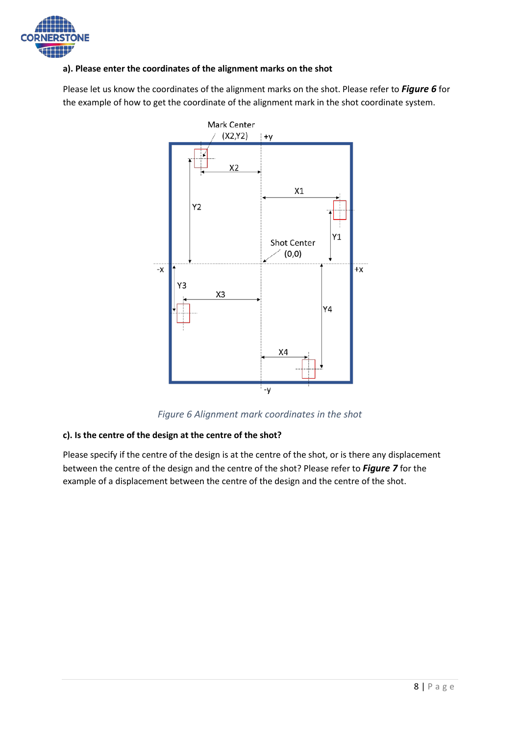**a). Please enter the coordinates of the alignment marks on the shot**

Please let us know the coordinates of the alignment marks on the shot. Please refer to ***Figure 6*** for the example of how to get the coordinate of the alignment mark in the shot coordinate system.

*Figure 6 Alignment mark coordinates in the shot*

**c). Is the centre of the design at the centre of the shot?**

Please specify if the centre of the design is at the centre of the shot, or is there any displacement between the centre of the design and the centre of the shot? Please refer to ***Figure 7*** for the example of a displacement between the centre of the design and the centre of the shot.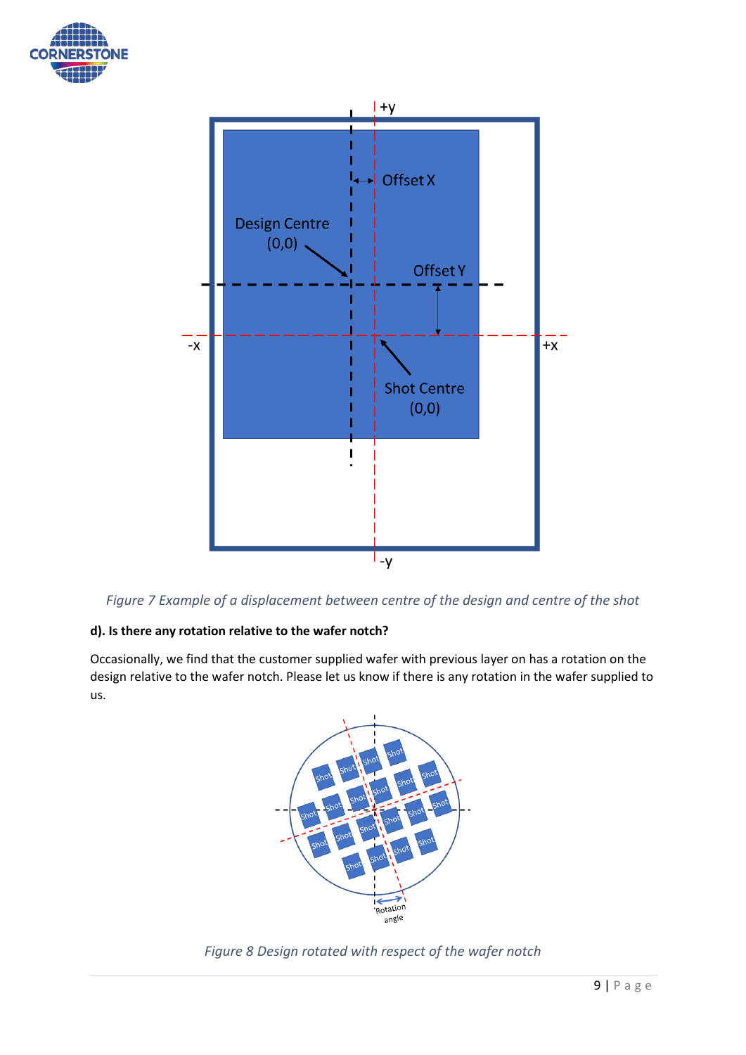*Figure 7 Example of a displacement between centre of the design and centre of the shot*

**d). Is there any rotation relative to the wafer notch?**

Occasionally, we find that the customer supplied wafer with previous layer on has a rotation on the design relative to the wafer notch. Please let us know if there is any rotation in the wafer supplied to us.

*Figure 8 Design rotated with respect of the wafer notch*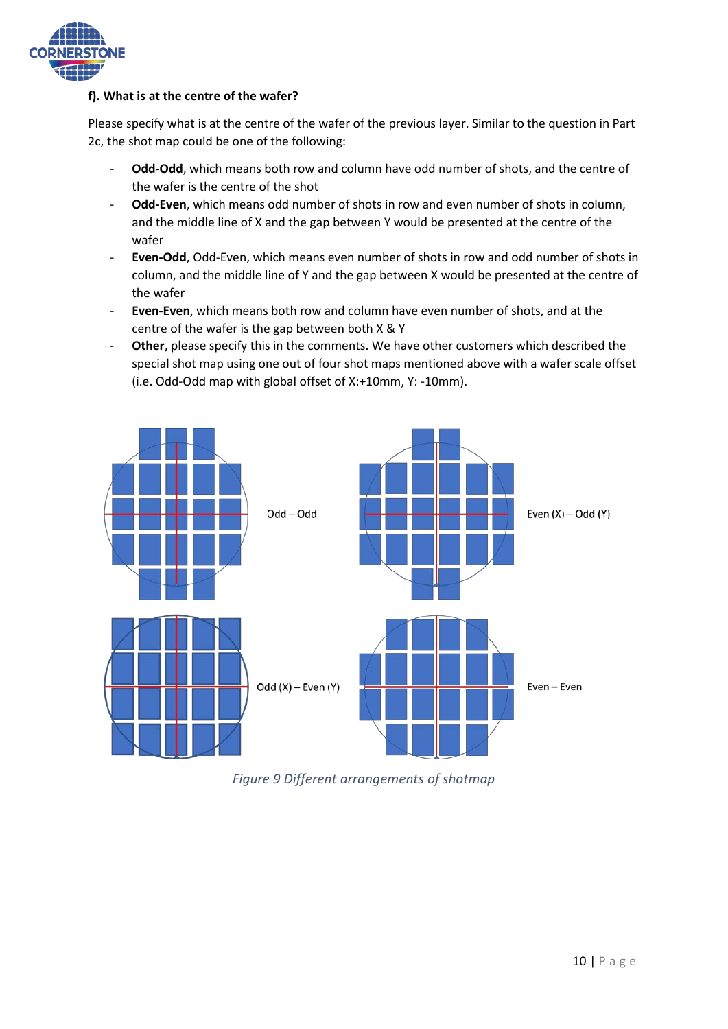### f). What is at the centre of the wafer?

Please specify what is at the centre of the wafer of the previous layer. Similar to the question in Part 2c, the shot map could be one of the following:

- **Odd-Odd**, which means both row and column have odd number of shots, and the centre of the wafer is the centre of the shot
- **Odd-Even**, which means odd number of shots in row and even number of shots in column, and the middle line of X and the gap between Y would be presented at the centre of the wafer
- **Even-Odd**, Odd-Even, which means even number of shots in row and odd number of shots in column, and the middle line of Y and the gap between X would be presented at the centre of the wafer
- **Even-Even**, which means both row and column have even number of shots, and at the centre of the wafer is the gap between both X & Y
- **Other**, please specify this in the comments. We have other customers which described the special shot map using one out of four shot maps mentioned above with a wafer scale offset (i.e. Odd-Odd map with global offset of X:+10mm, Y: -10mm).

Odd – Odd

Even (X) – Odd (Y)

Odd (X) – Even (Y)

Even – Even

*Figure 9 Different arrangements of shotmap*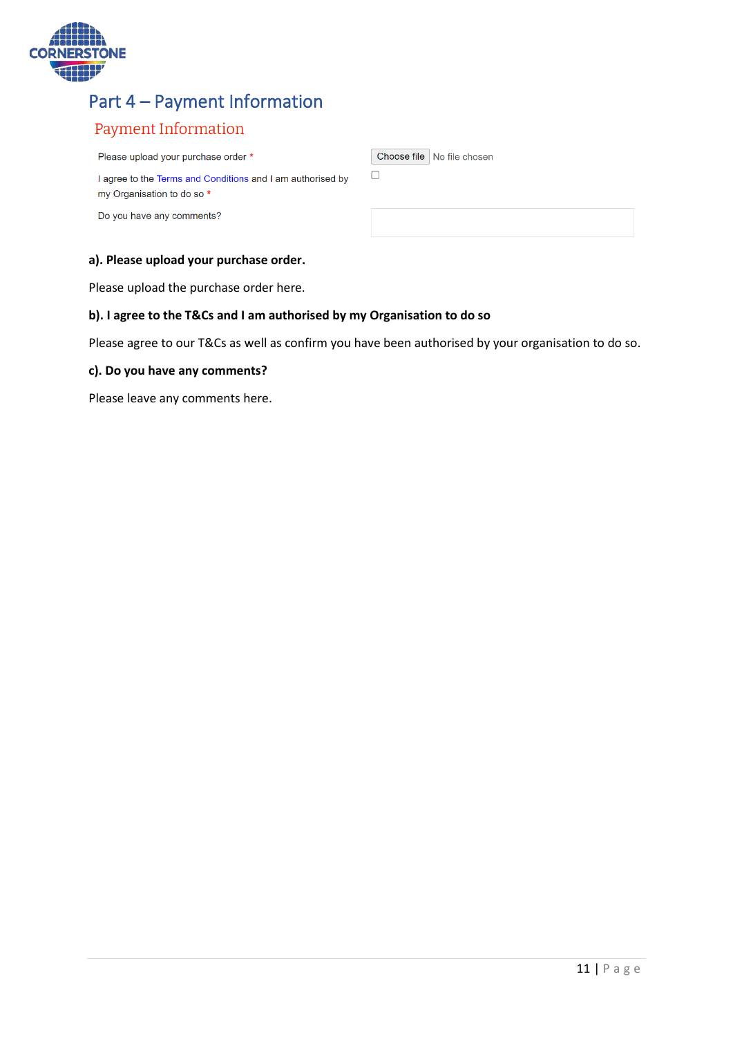# Part 4 – Payment Information

## Payment Information

| | |
|---|---|
| Please upload your purchase order * | Choose file No file chosen |
| I agree to the Terms and Conditions and I am authorised by my Organisation to do so * | ☐ |
| Do you have any comments? | |

**a). Please upload your purchase order.**

Please upload the purchase order here.

**b). I agree to the T&Cs and I am authorised by my Organisation to do so**

Please agree to our T&Cs as well as confirm you have been authorised by your organisation to do so.

**c). Do you have any comments?**

Please leave any comments here.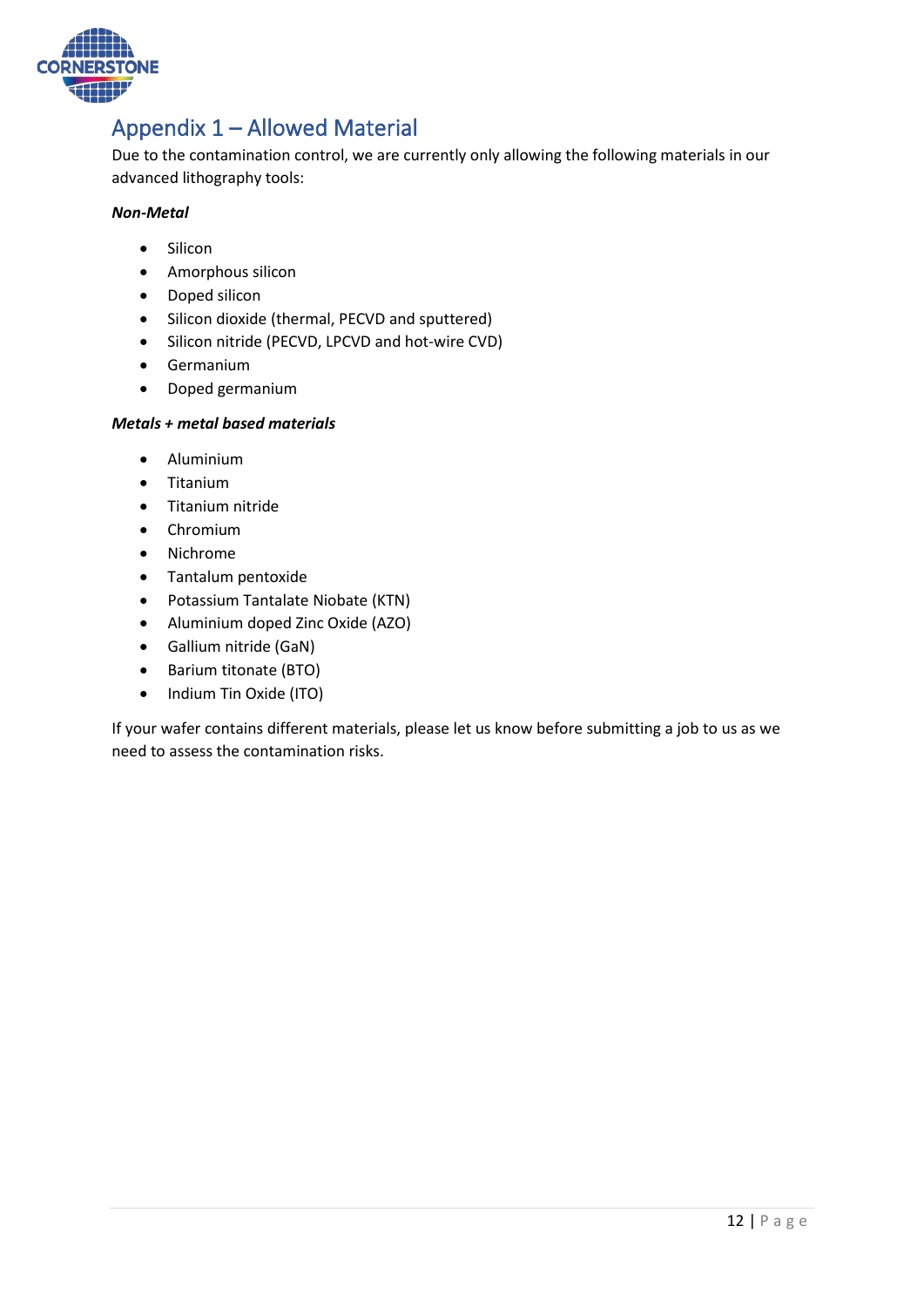# Appendix 1 – Allowed Material

Due to the contamination control, we are currently only allowing the following materials in our advanced lithography tools:

***Non-Metal***

- Silicon
- Amorphous silicon
- Doped silicon
- Silicon dioxide (thermal, PECVD and sputtered)
- Silicon nitride (PECVD, LPCVD and hot-wire CVD)
- Germanium
- Doped germanium

***Metals + metal based materials***

- Aluminium
- Titanium
- Titanium nitride
- Chromium
- Nichrome
- Tantalum pentoxide
- Potassium Tantalate Niobate (KTN)
- Aluminium doped Zinc Oxide (AZO)
- Gallium nitride (GaN)
- Barium titonate (BTO)
- Indium Tin Oxide (ITO)

If your wafer contains different materials, please let us know before submitting a job to us as we need to assess the contamination risks.